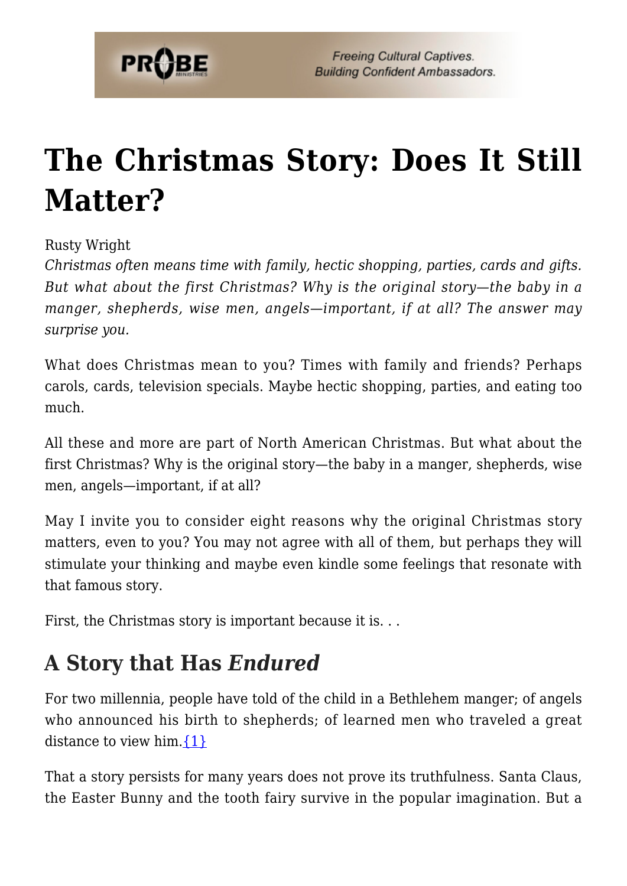# The Christmas Story: Does It Still Matter?

Rusty Wright

*Christmas often means time with family, hectic shopping, parties, cards and gifts. But what about the first Christmas? Why is the original story—the baby in a manger, shepherds, wise men, angels—important, if at all? The answer may surprise you.*

What does Christmas mean to you? Times with family and friends? Perhaps carols, cards, television specials. Maybe hectic shopping, parties, and eating too much.

All these and more are part of North American Christmas. But what about the first Christmas? Why is the original story—the baby in a manger, shepherds, wise men, angels—important, if at all?

May I invite you to consider eight reasons why the original Christmas story matters, even to you? You may not agree with all of them, but perhaps they will stimulate your thinking and maybe even kindle some feelings that resonate with that famous story.

First, the Christmas story is important because it is. . .

## A Story that Has *Endured*

For two millennia, people have told of the child in a Bethlehem manger; of angels who announced his birth to shepherds; of learned men who traveled a great distance to view him.{1}

That a story persists for many years does not prove its truthfulness. Santa Claus, the Easter Bunny and the tooth fairy survive in the popular imagination. But a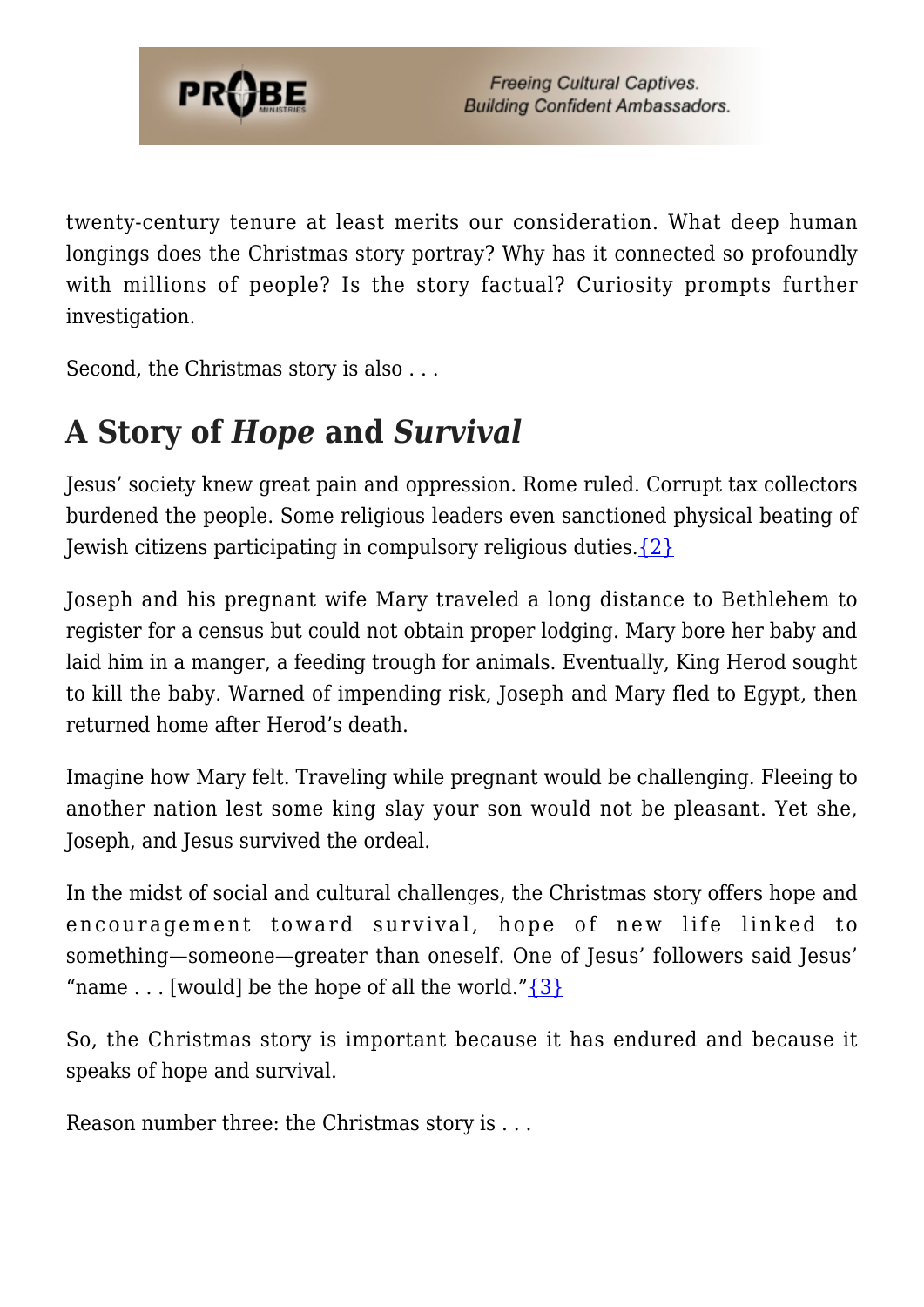twenty-century tenure at least merits our consideration. What deep human longings does the Christmas story portray? Why has it connected so profoundly with millions of people? Is the story factual? Curiosity prompts further investigation.

Second, the Christmas story is also . . .

## A Story of *Hope* and *Survival*

Jesus' society knew great pain and oppression. Rome ruled. Corrupt tax collectors burdened the people. Some religious leaders even sanctioned physical beating of Jewish citizens participating in compulsory religious duties.{2}

Joseph and his pregnant wife Mary traveled a long distance to Bethlehem to register for a census but could not obtain proper lodging. Mary bore her baby and laid him in a manger, a feeding trough for animals. Eventually, King Herod sought to kill the baby. Warned of impending risk, Joseph and Mary fled to Egypt, then returned home after Herod's death.

Imagine how Mary felt. Traveling while pregnant would be challenging. Fleeing to another nation lest some king slay your son would not be pleasant. Yet she, Joseph, and Jesus survived the ordeal.

In the midst of social and cultural challenges, the Christmas story offers hope and encouragement toward survival, hope of new life linked to something—someone—greater than oneself. One of Jesus' followers said Jesus' "name . . . [would] be the hope of all the world."{3}

So, the Christmas story is important because it has endured and because it speaks of hope and survival.

Reason number three: the Christmas story is . . .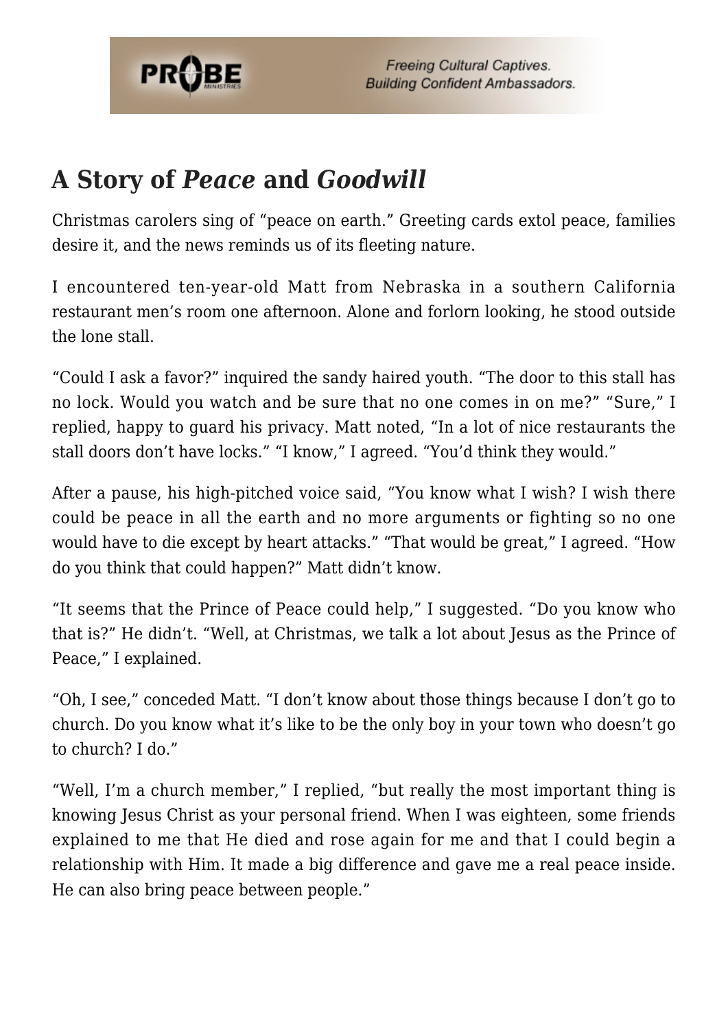## A Story of *Peace* and *Goodwill*

Christmas carolers sing of "peace on earth." Greeting cards extol peace, families desire it, and the news reminds us of its fleeting nature.

I encountered ten-year-old Matt from Nebraska in a southern California restaurant men's room one afternoon. Alone and forlorn looking, he stood outside the lone stall.

"Could I ask a favor?" inquired the sandy haired youth. "The door to this stall has no lock. Would you watch and be sure that no one comes in on me?" "Sure," I replied, happy to guard his privacy. Matt noted, "In a lot of nice restaurants the stall doors don't have locks." "I know," I agreed. "You'd think they would."

After a pause, his high-pitched voice said, "You know what I wish? I wish there could be peace in all the earth and no more arguments or fighting so no one would have to die except by heart attacks." "That would be great," I agreed. "How do you think that could happen?" Matt didn't know.

"It seems that the Prince of Peace could help," I suggested. "Do you know who that is?" He didn't. "Well, at Christmas, we talk a lot about Jesus as the Prince of Peace," I explained.

"Oh, I see," conceded Matt. "I don't know about those things because I don't go to church. Do you know what it's like to be the only boy in your town who doesn't go to church? I do."

"Well, I'm a church member," I replied, "but really the most important thing is knowing Jesus Christ as your personal friend. When I was eighteen, some friends explained to me that He died and rose again for me and that I could begin a relationship with Him. It made a big difference and gave me a real peace inside. He can also bring peace between people."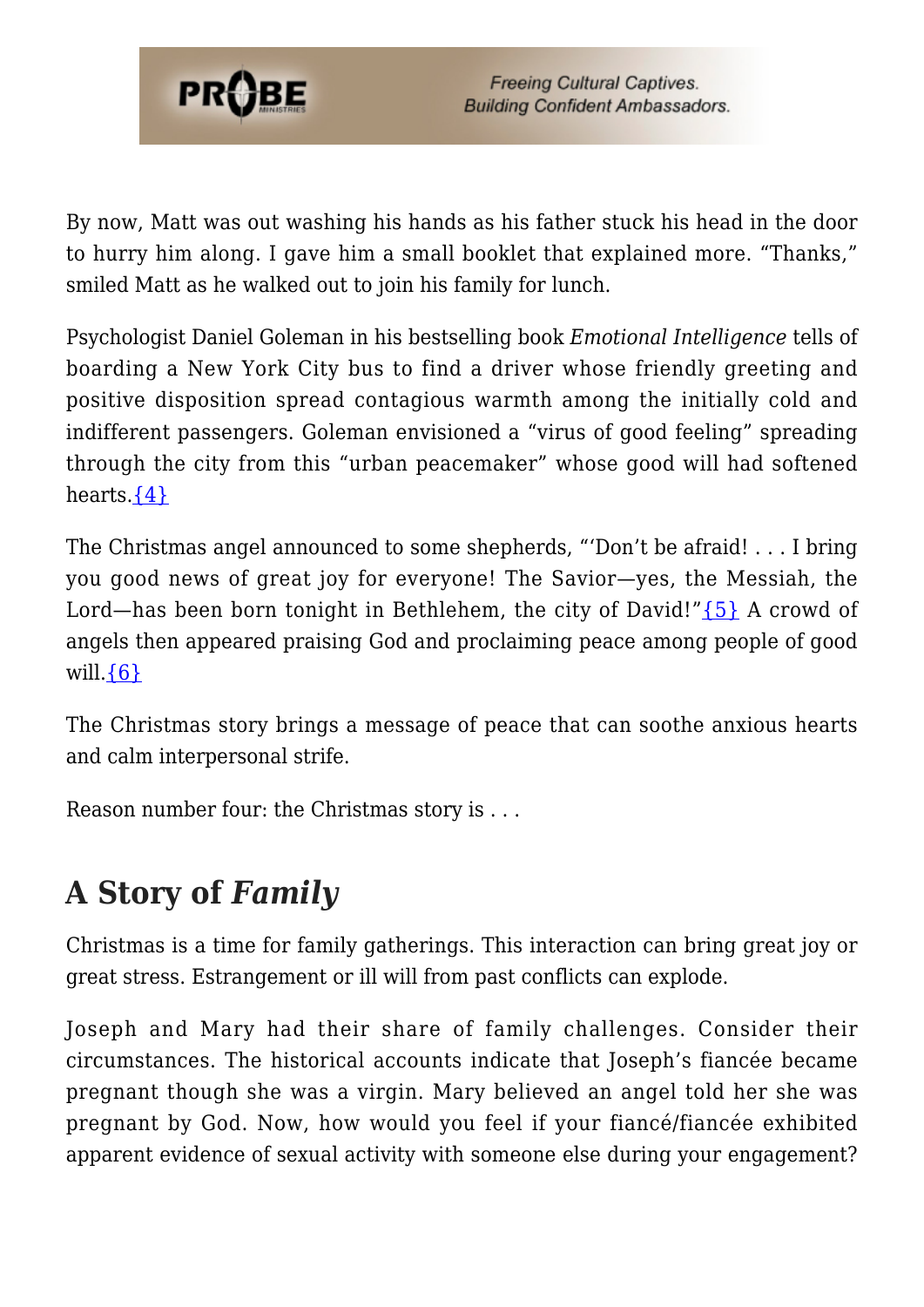By now, Matt was out washing his hands as his father stuck his head in the door to hurry him along. I gave him a small booklet that explained more. "Thanks," smiled Matt as he walked out to join his family for lunch.

Psychologist Daniel Goleman in his bestselling book *Emotional Intelligence* tells of boarding a New York City bus to find a driver whose friendly greeting and positive disposition spread contagious warmth among the initially cold and indifferent passengers. Goleman envisioned a "virus of good feeling" spreading through the city from this "urban peacemaker" whose good will had softened hearts.{4}

The Christmas angel announced to some shepherds, "'Don't be afraid! . . . I bring you good news of great joy for everyone! The Savior—yes, the Messiah, the Lord—has been born tonight in Bethlehem, the city of David!"{5} A crowd of angels then appeared praising God and proclaiming peace among people of good will.{6}

The Christmas story brings a message of peace that can soothe anxious hearts and calm interpersonal strife.

Reason number four: the Christmas story is . . .

## A Story of *Family*

Christmas is a time for family gatherings. This interaction can bring great joy or great stress. Estrangement or ill will from past conflicts can explode.

Joseph and Mary had their share of family challenges. Consider their circumstances. The historical accounts indicate that Joseph's fiancée became pregnant though she was a virgin. Mary believed an angel told her she was pregnant by God. Now, how would you feel if your fiancé/fiancée exhibited apparent evidence of sexual activity with someone else during your engagement?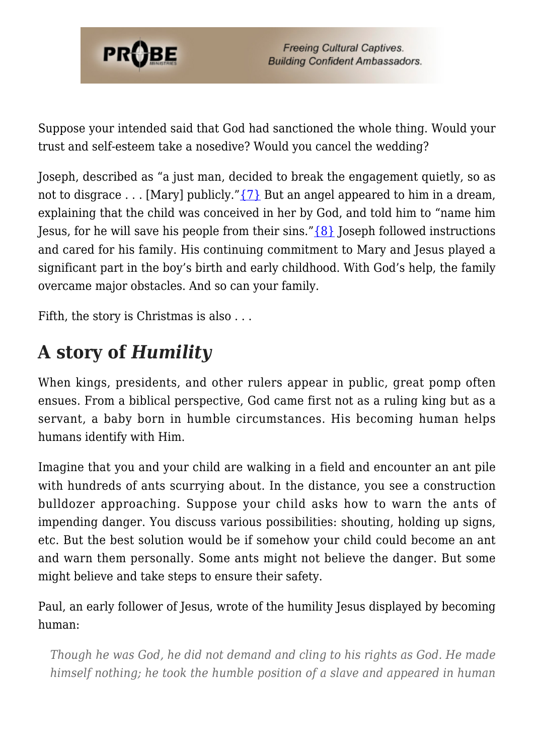Suppose your intended said that God had sanctioned the whole thing. Would your trust and self-esteem take a nosedive? Would you cancel the wedding?

Joseph, described as "a just man, decided to break the engagement quietly, so as not to disgrace . . . [Mary] publicly."{7} But an angel appeared to him in a dream, explaining that the child was conceived in her by God, and told him to "name him Jesus, for he will save his people from their sins."{8} Joseph followed instructions and cared for his family. His continuing commitment to Mary and Jesus played a significant part in the boy's birth and early childhood. With God's help, the family overcame major obstacles. And so can your family.

Fifth, the story is Christmas is also . . .

## A story of *Humility*

When kings, presidents, and other rulers appear in public, great pomp often ensues. From a biblical perspective, God came first not as a ruling king but as a servant, a baby born in humble circumstances. His becoming human helps humans identify with Him.

Imagine that you and your child are walking in a field and encounter an ant pile with hundreds of ants scurrying about. In the distance, you see a construction bulldozer approaching. Suppose your child asks how to warn the ants of impending danger. You discuss various possibilities: shouting, holding up signs, etc. But the best solution would be if somehow your child could become an ant and warn them personally. Some ants might not believe the danger. But some might believe and take steps to ensure their safety.

Paul, an early follower of Jesus, wrote of the humility Jesus displayed by becoming human:

> *Though he was God, he did not demand and cling to his rights as God. He made himself nothing; he took the humble position of a slave and appeared in human*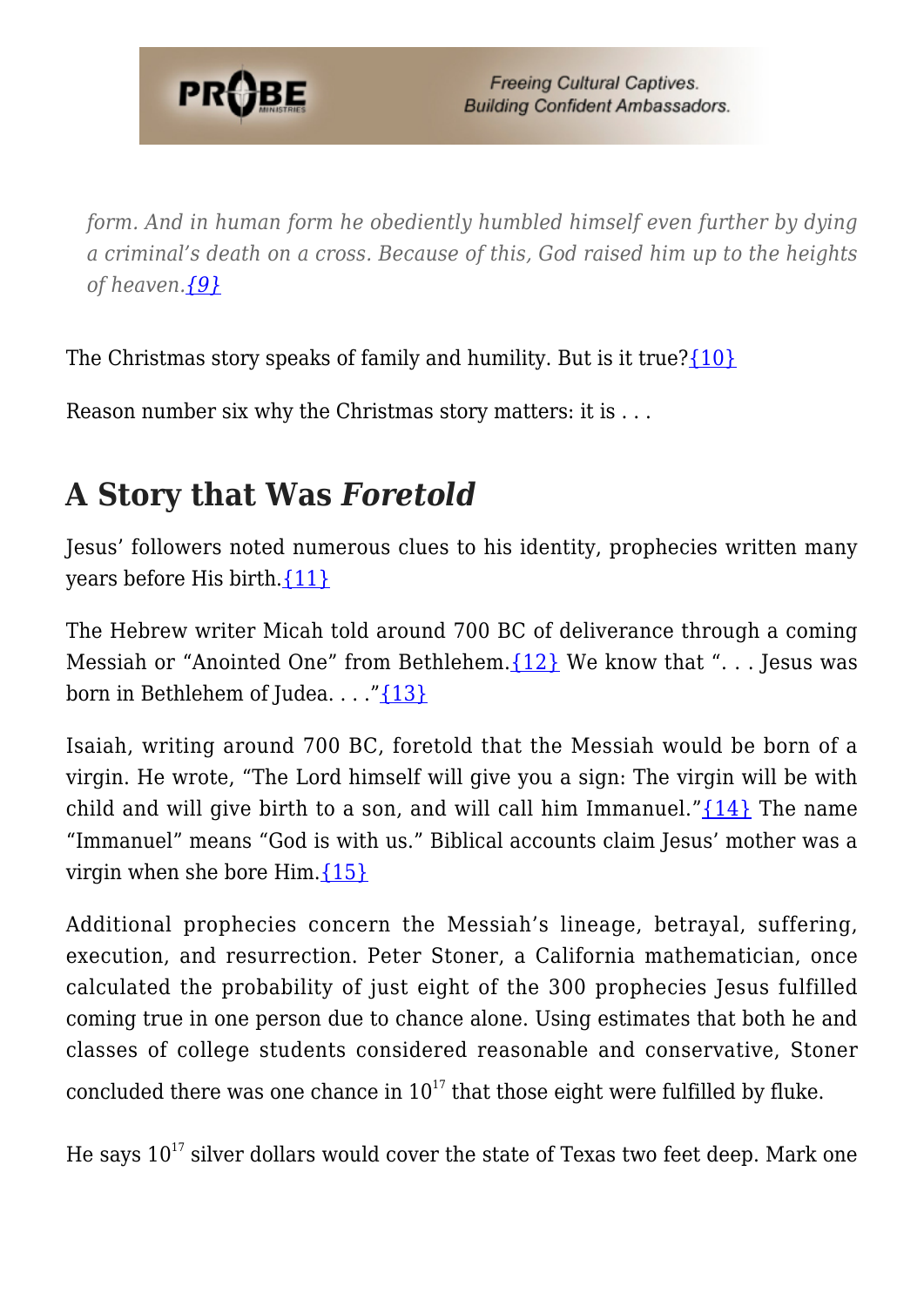*form. And in human form he obediently humbled himself even further by dying a criminal's death on a cross. Because of this, God raised him up to the heights of heaven.*{9}

The Christmas story speaks of family and humility. But is it true?{10}

Reason number six why the Christmas story matters: it is . . .

## A Story that Was *Foretold*

Jesus' followers noted numerous clues to his identity, prophecies written many years before His birth.{11}

The Hebrew writer Micah told around 700 BC of deliverance through a coming Messiah or "Anointed One" from Bethlehem.{12} We know that ". . . Jesus was born in Bethlehem of Judea. . . ."{13}

Isaiah, writing around 700 BC, foretold that the Messiah would be born of a virgin. He wrote, "The Lord himself will give you a sign: The virgin will be with child and will give birth to a son, and will call him Immanuel."{14} The name "Immanuel" means "God is with us." Biblical accounts claim Jesus' mother was a virgin when she bore Him.{15}

Additional prophecies concern the Messiah's lineage, betrayal, suffering, execution, and resurrection. Peter Stoner, a California mathematician, once calculated the probability of just eight of the 300 prophecies Jesus fulfilled coming true in one person due to chance alone. Using estimates that both he and classes of college students considered reasonable and conservative, Stoner concluded there was one chance in $10^{17}$ that those eight were fulfilled by fluke.

He says $10^{17}$ silver dollars would cover the state of Texas two feet deep. Mark one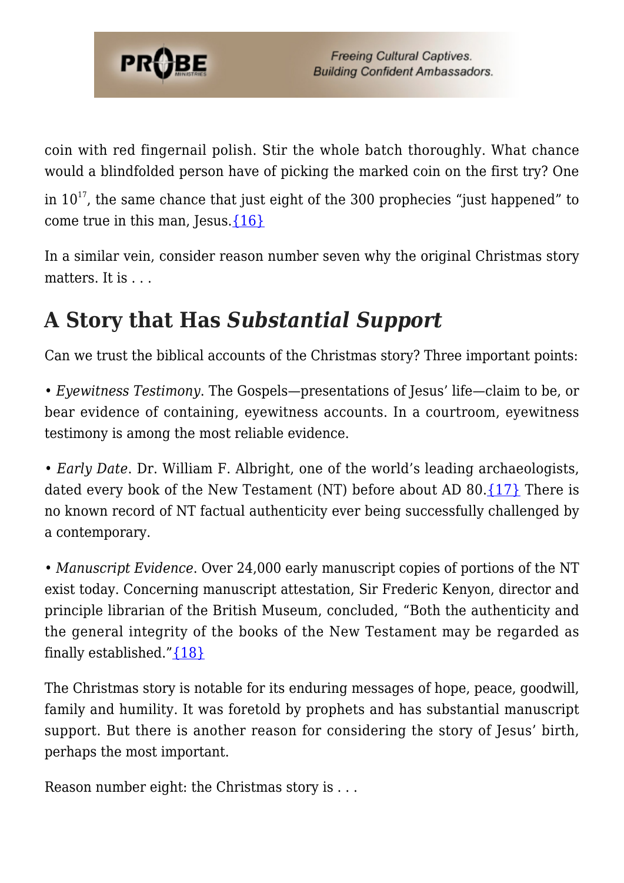coin with red fingernail polish. Stir the whole batch thoroughly. What chance would a blindfolded person have of picking the marked coin on the first try? One in $10^{17}$, the same chance that just eight of the 300 prophecies "just happened" to come true in this man, Jesus.{16}

In a similar vein, consider reason number seven why the original Christmas story matters. It is . . .

## A Story that Has *Substantial Support*

Can we trust the biblical accounts of the Christmas story? Three important points:

• *Eyewitness Testimony*. The Gospels—presentations of Jesus' life—claim to be, or bear evidence of containing, eyewitness accounts. In a courtroom, eyewitness testimony is among the most reliable evidence.

• *Early Date*. Dr. William F. Albright, one of the world's leading archaeologists, dated every book of the New Testament (NT) before about AD 80.{17} There is no known record of NT factual authenticity ever being successfully challenged by a contemporary.

• *Manuscript Evidence*. Over 24,000 early manuscript copies of portions of the NT exist today. Concerning manuscript attestation, Sir Frederic Kenyon, director and principle librarian of the British Museum, concluded, "Both the authenticity and the general integrity of the books of the New Testament may be regarded as finally established."{18}

The Christmas story is notable for its enduring messages of hope, peace, goodwill, family and humility. It was foretold by prophets and has substantial manuscript support. But there is another reason for considering the story of Jesus' birth, perhaps the most important.

Reason number eight: the Christmas story is . . .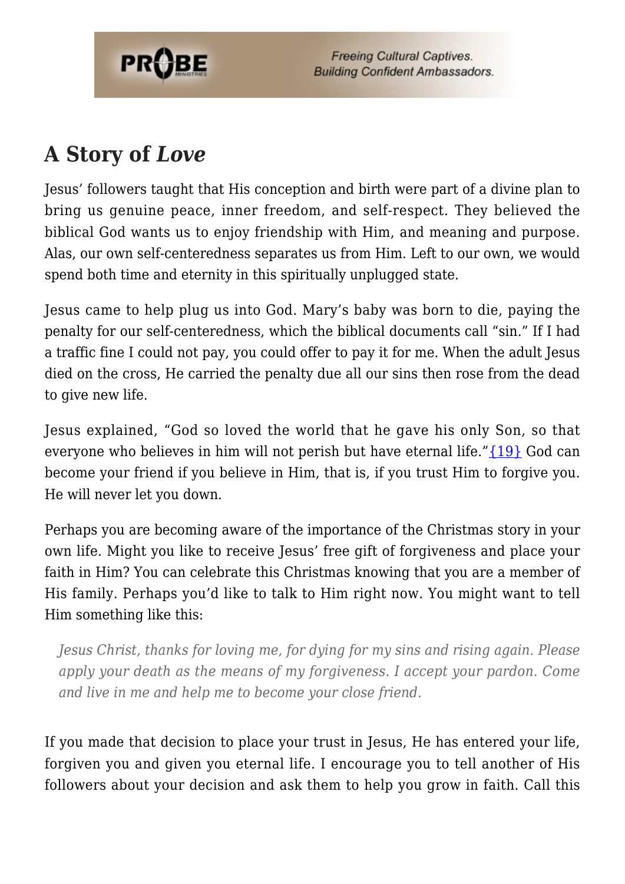## A Story of *Love*

Jesus' followers taught that His conception and birth were part of a divine plan to bring us genuine peace, inner freedom, and self-respect. They believed the biblical God wants us to enjoy friendship with Him, and meaning and purpose. Alas, our own self-centeredness separates us from Him. Left to our own, we would spend both time and eternity in this spiritually unplugged state.

Jesus came to help plug us into God. Mary's baby was born to die, paying the penalty for our self-centeredness, which the biblical documents call "sin." If I had a traffic fine I could not pay, you could offer to pay it for me. When the adult Jesus died on the cross, He carried the penalty due all our sins then rose from the dead to give new life.

Jesus explained, "God so loved the world that he gave his only Son, so that everyone who believes in him will not perish but have eternal life."{19} God can become your friend if you believe in Him, that is, if you trust Him to forgive you. He will never let you down.

Perhaps you are becoming aware of the importance of the Christmas story in your own life. Might you like to receive Jesus' free gift of forgiveness and place your faith in Him? You can celebrate this Christmas knowing that you are a member of His family. Perhaps you'd like to talk to Him right now. You might want to tell Him something like this:

> *Jesus Christ, thanks for loving me, for dying for my sins and rising again. Please apply your death as the means of my forgiveness. I accept your pardon. Come and live in me and help me to become your close friend.*

If you made that decision to place your trust in Jesus, He has entered your life, forgiven you and given you eternal life. I encourage you to tell another of His followers about your decision and ask them to help you grow in faith. Call this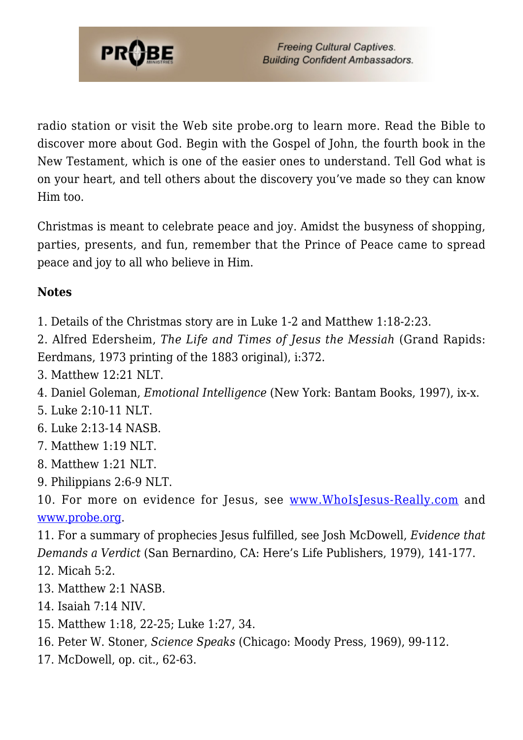radio station or visit the Web site probe.org to learn more. Read the Bible to discover more about God. Begin with the Gospel of John, the fourth book in the New Testament, which is one of the easier ones to understand. Tell God what is on your heart, and tell others about the discovery you've made so they can know Him too.

Christmas is meant to celebrate peace and joy. Amidst the busyness of shopping, parties, presents, and fun, remember that the Prince of Peace came to spread peace and joy to all who believe in Him.

**Notes**

1. Details of the Christmas story are in Luke 1-2 and Matthew 1:18-2:23.
2. Alfred Edersheim, *The Life and Times of Jesus the Messiah* (Grand Rapids: Eerdmans, 1973 printing of the 1883 original), i:372.
3. Matthew 12:21 NLT.
4. Daniel Goleman, *Emotional Intelligence* (New York: Bantam Books, 1997), ix-x.
5. Luke 2:10-11 NLT.
6. Luke 2:13-14 NASB.
7. Matthew 1:19 NLT.
8. Matthew 1:21 NLT.
9. Philippians 2:6-9 NLT.
10. For more on evidence for Jesus, see [www.WhoIsJesus-Really.com](http://www.WhoIsJesus-Really.com) and [www.probe.org](http://www.probe.org).
11. For a summary of prophecies Jesus fulfilled, see Josh McDowell, *Evidence that Demands a Verdict* (San Bernardino, CA: Here's Life Publishers, 1979), 141-177.
12. Micah 5:2.
13. Matthew 2:1 NASB.
14. Isaiah 7:14 NIV.
15. Matthew 1:18, 22-25; Luke 1:27, 34.
16. Peter W. Stoner, *Science Speaks* (Chicago: Moody Press, 1969), 99-112.
17. McDowell, op. cit., 62-63.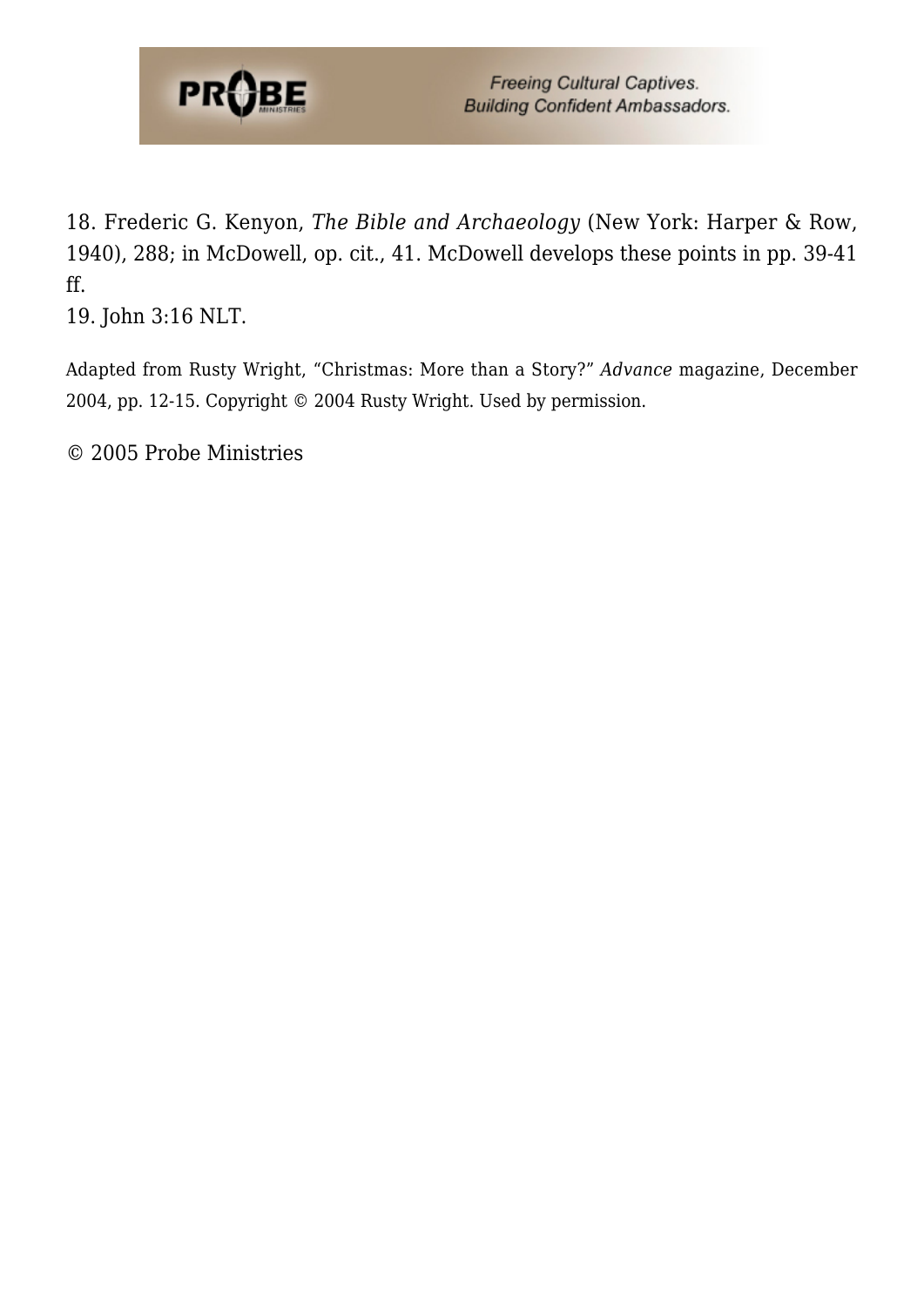18. Frederic G. Kenyon, *The Bible and Archaeology* (New York: Harper & Row, 1940), 288; in McDowell, op. cit., 41. McDowell develops these points in pp. 39-41 ff.
19. John 3:16 NLT.

Adapted from Rusty Wright, "Christmas: More than a Story?" *Advance* magazine, December 2004, pp. 12-15. Copyright © 2004 Rusty Wright. Used by permission.

© 2005 Probe Ministries